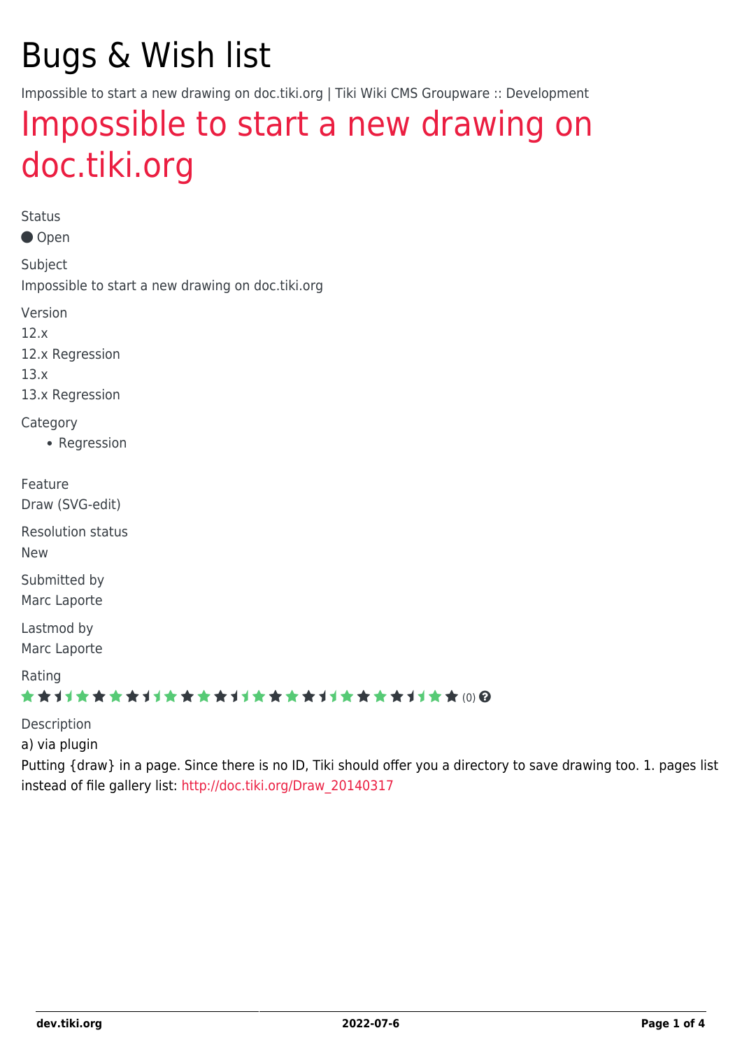# Bugs & Wish list

Impossible to start a new drawing on doc.tiki.org | Tiki Wiki CMS Groupware :: Development

## Impossible to start a new drawing on doc.tiki.org

Status

● Open

Subject

Impossible to start a new drawing on doc.tiki.org

Version

12.x

12.x Regression

13.x

13.x Regression

Category

- Regression

Feature

Draw (SVG-edit)

Resolution status

New

Submitted by

Marc Laporte

Lastmod by

Marc Laporte

Rating

(0)

Description

a) via plugin

Putting {draw} in a page. Since there is no ID, Tiki should offer you a directory to save drawing too. 1. pages list instead of file gallery list: http://doc.tiki.org/Draw_20140317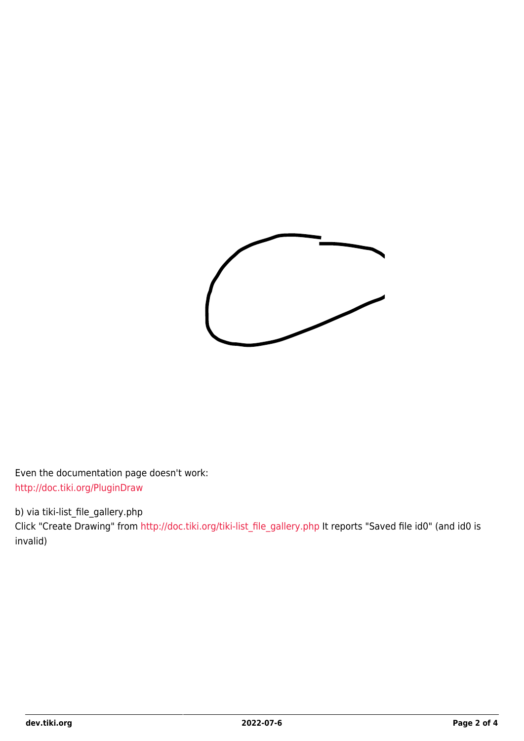Even the documentation page doesn't work:
http://doc.tiki.org/PluginDraw

b) via tiki-list_file_gallery.php
Click "Create Drawing" from http://doc.tiki.org/tiki-list_file_gallery.php It reports "Saved file id0" (and id0 is invalid)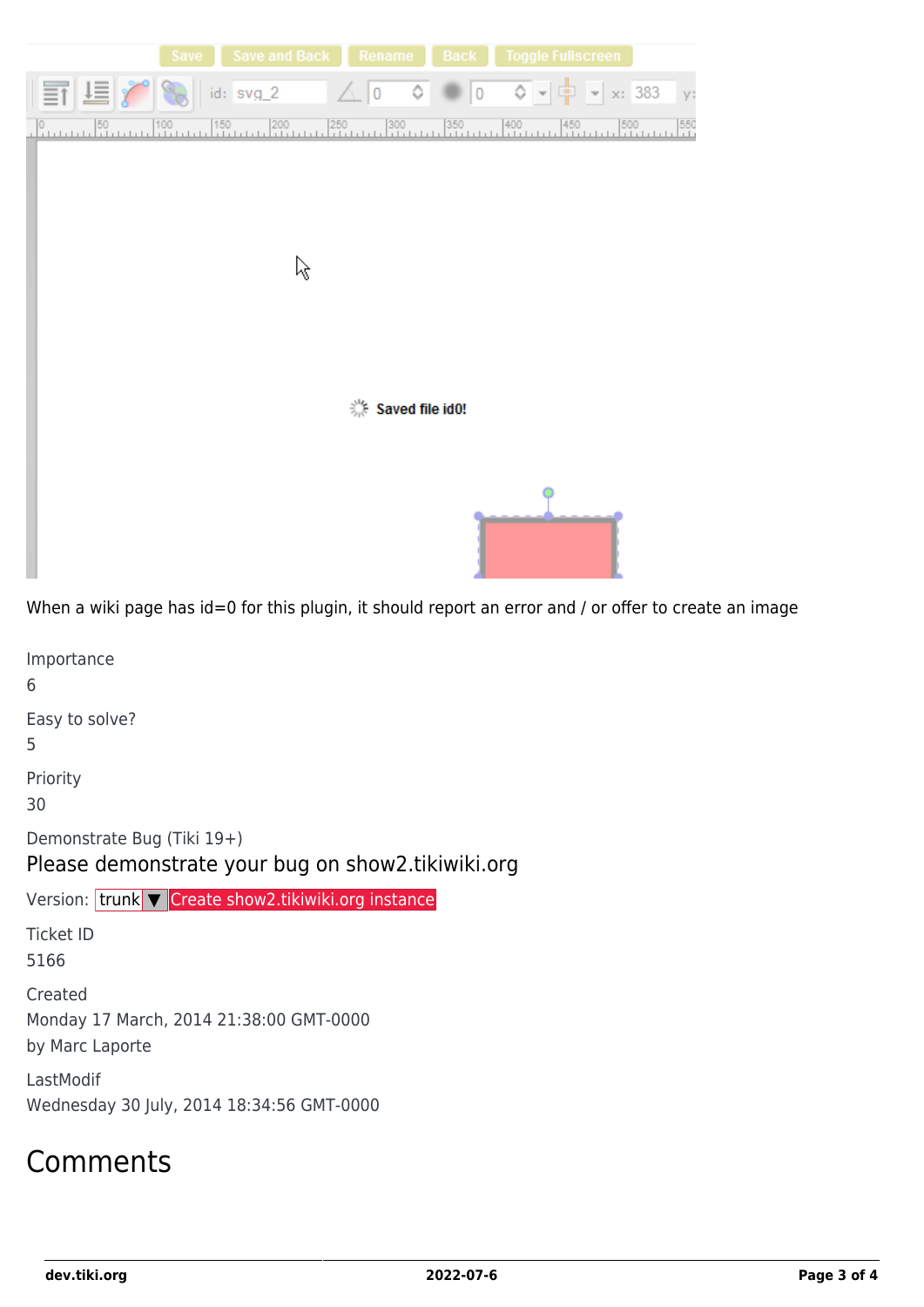When a wiki page has id=0 for this plugin, it should report an error and / or offer to create an image

Importance

6

Easy to solve?

5

Priority

30

Demonstrate Bug (Tiki 19+)

Please demonstrate your bug on show2.tikiwiki.org

Version: trunk ▼ Create show2.tikiwiki.org instance

Ticket ID

5166

Created

Monday 17 March, 2014 21:38:00 GMT-0000

by Marc Laporte

LastModif

Wednesday 30 July, 2014 18:34:56 GMT-0000

# Comments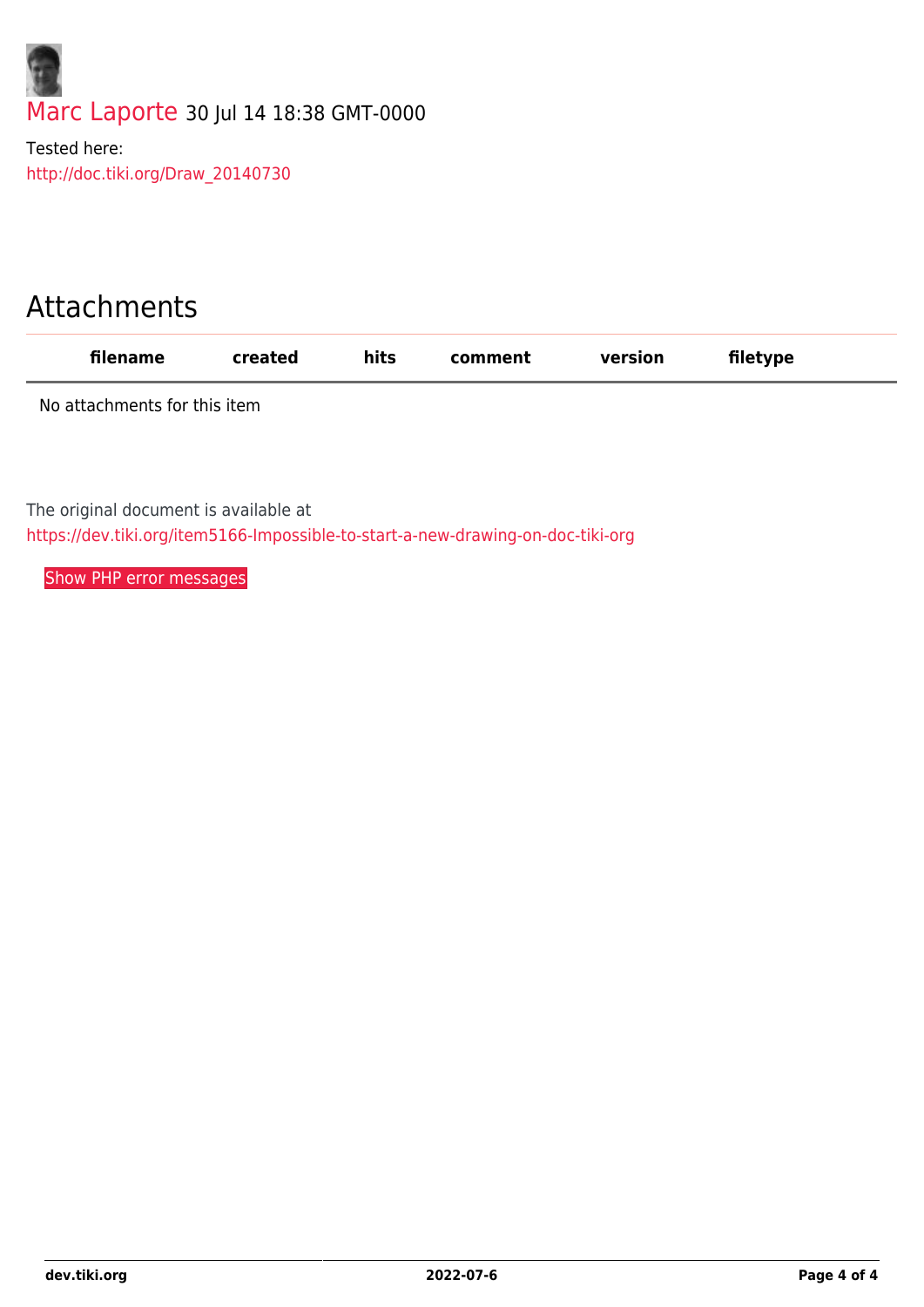Marc Laporte 30 Jul 14 18:38 GMT-0000

Tested here:
http://doc.tiki.org/Draw_20140730

## Attachments

| filename | created | hits | comment | version | filetype |
| --- | --- | --- | --- | --- | --- |

No attachments for this item

The original document is available at
https://dev.tiki.org/item5166-Impossible-to-start-a-new-drawing-on-doc-tiki-org

Show PHP error messages